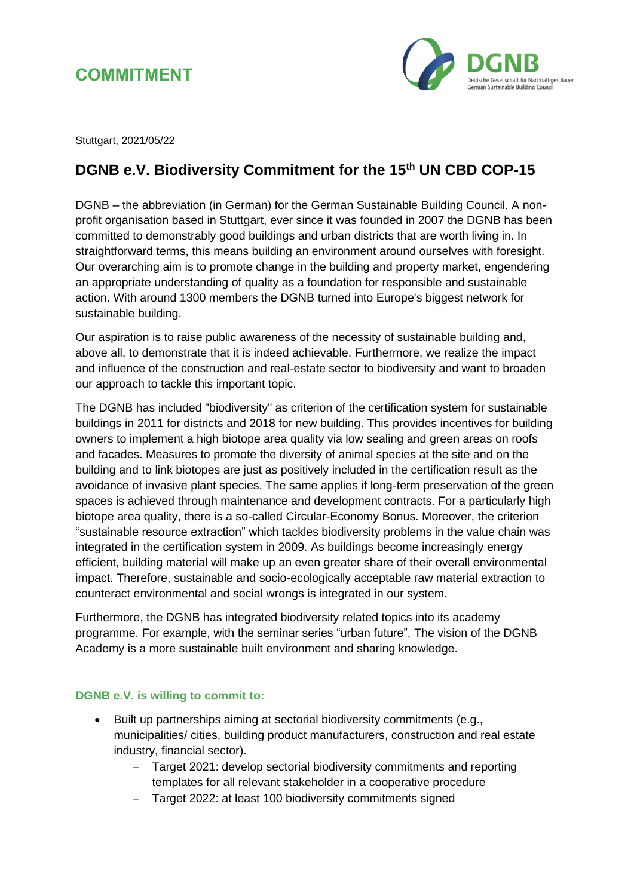# COMMITMENT

Stuttgart, 2021/05/22

## DGNB e.V. Biodiversity Commitment for the 15th UN CBD COP-15

DGNB – the abbreviation (in German) for the German Sustainable Building Council. A non-profit organisation based in Stuttgart, ever since it was founded in 2007 the DGNB has been committed to demonstrably good buildings and urban districts that are worth living in. In straightforward terms, this means building an environment around ourselves with foresight. Our overarching aim is to promote change in the building and property market, engendering an appropriate understanding of quality as a foundation for responsible and sustainable action. With around 1300 members the DGNB turned into Europe's biggest network for sustainable building.

Our aspiration is to raise public awareness of the necessity of sustainable building and, above all, to demonstrate that it is indeed achievable. Furthermore, we realize the impact and influence of the construction and real-estate sector to biodiversity and want to broaden our approach to tackle this important topic.

The DGNB has included "biodiversity" as criterion of the certification system for sustainable buildings in 2011 for districts and 2018 for new building. This provides incentives for building owners to implement a high biotope area quality via low sealing and green areas on roofs and facades. Measures to promote the diversity of animal species at the site and on the building and to link biotopes are just as positively included in the certification result as the avoidance of invasive plant species. The same applies if long-term preservation of the green spaces is achieved through maintenance and development contracts. For a particularly high biotope area quality, there is a so-called Circular-Economy Bonus. Moreover, the criterion "sustainable resource extraction" which tackles biodiversity problems in the value chain was integrated in the certification system in 2009. As buildings become increasingly energy efficient, building material will make up an even greater share of their overall environmental impact. Therefore, sustainable and socio-ecologically acceptable raw material extraction to counteract environmental and social wrongs is integrated in our system.

Furthermore, the DGNB has integrated biodiversity related topics into its academy programme. For example, with the seminar series "urban future". The vision of the DGNB Academy is a more sustainable built environment and sharing knowledge.

### DGNB e.V. is willing to commit to:

- Built up partnerships aiming at sectorial biodiversity commitments (e.g., municipalities/ cities, building product manufacturers, construction and real estate industry, financial sector).
  - Target 2021: develop sectorial biodiversity commitments and reporting templates for all relevant stakeholder in a cooperative procedure
  - Target 2022: at least 100 biodiversity commitments signed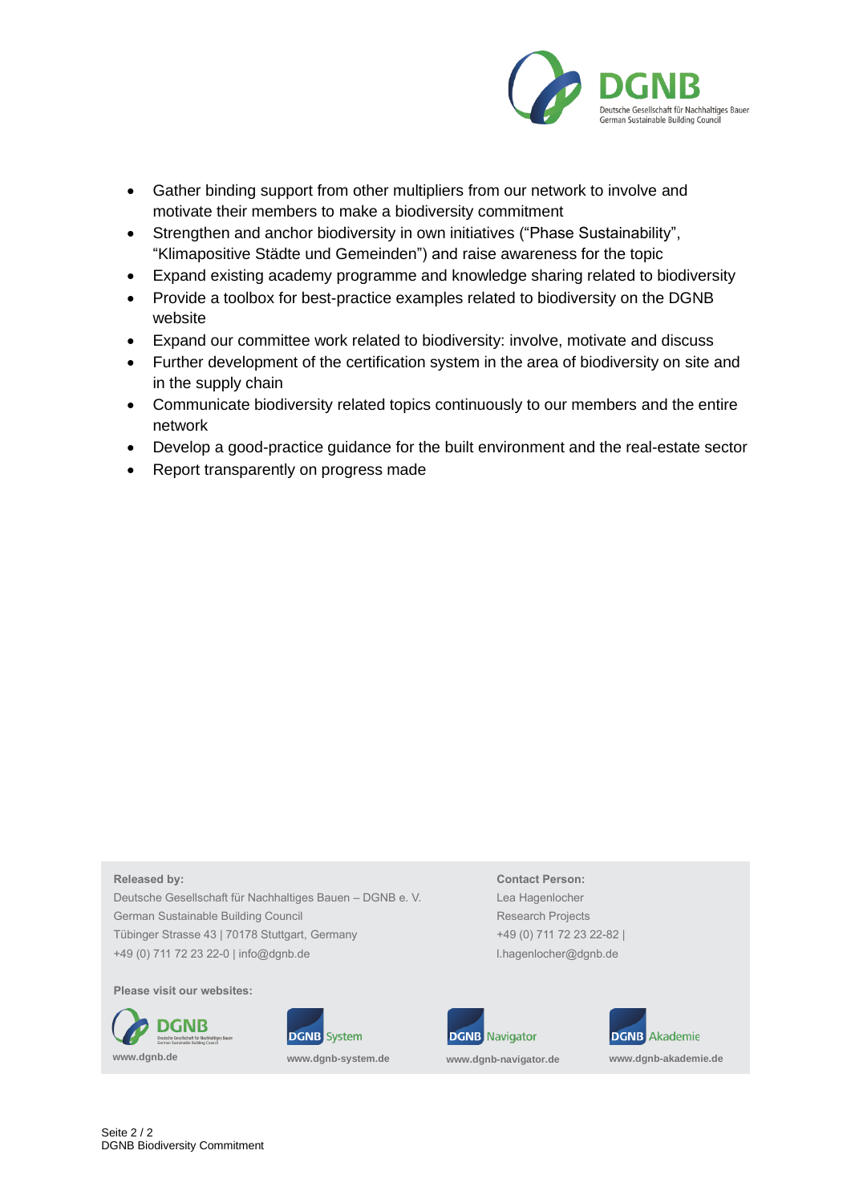- Gather binding support from other multipliers from our network to involve and motivate their members to make a biodiversity commitment
- Strengthen and anchor biodiversity in own initiatives ("Phase Sustainability", "Klimapositive Städte und Gemeinden") and raise awareness for the topic
- Expand existing academy programme and knowledge sharing related to biodiversity
- Provide a toolbox for best-practice examples related to biodiversity on the DGNB website
- Expand our committee work related to biodiversity: involve, motivate and discuss
- Further development of the certification system in the area of biodiversity on site and in the supply chain
- Communicate biodiversity related topics continuously to our members and the entire network
- Develop a good-practice guidance for the built environment and the real-estate sector
- Report transparently on progress made

**Released by:**
Deutsche Gesellschaft für Nachhaltiges Bauen – DGNB e. V.
German Sustainable Building Council
Tübinger Strasse 43 | 70178 Stuttgart, Germany
+49 (0) 711 72 23 22-0 | info@dgnb.de

**Contact Person:**
Lea Hagenlocher
Research Projects
+49 (0) 711 72 23 22-82 |
l.hagenlocher@dgnb.de

**Please visit our websites:**

www.dgnb.de
www.dgnb-system.de
www.dgnb-navigator.de
www.dgnb-akademie.de